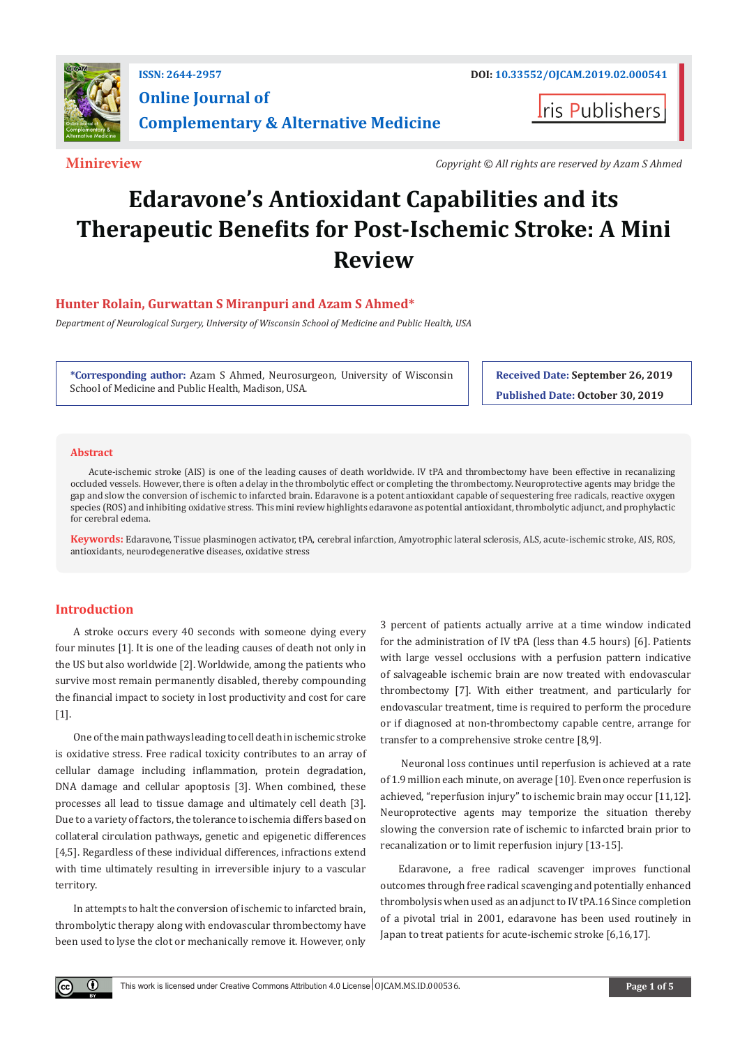Minireview

Copyright © All rights are reserved by Azam S Ahmed

# Edaravone's Antioxidant Capabilities and its Therapeutic Benefits for Post-Ischemic Stroke: A Mini Review

**Hunter Rolain, Gurwattan S Miranpuri and Azam S Ahmed***

*Department of Neurological Surgery, University of Wisconsin School of Medicine and Public Health, USA*

**\*Corresponding author:** Azam S Ahmed, Neurosurgeon, University of Wisconsin School of Medicine and Public Health, Madison, USA.

**Received Date:** September 26, 2019

**Published Date:** October 30, 2019

## Abstract

Acute-ischemic stroke (AIS) is one of the leading causes of death worldwide. IV tPA and thrombectomy have been effective in recanalizing occluded vessels. However, there is often a delay in the thrombolytic effect or completing the thrombectomy. Neuroprotective agents may bridge the gap and slow the conversion of ischemic to infarcted brain. Edaravone is a potent antioxidant capable of sequestering free radicals, reactive oxygen species (ROS) and inhibiting oxidative stress. This mini review highlights edaravone as potential antioxidant, thrombolytic adjunct, and prophylactic for cerebral edema.

**Keywords:** Edaravone, Tissue plasminogen activator, tPA, cerebral infarction, Amyotrophic lateral sclerosis, ALS, acute-ischemic stroke, AIS, ROS, antioxidants, neurodegenerative diseases, oxidative stress

## Introduction

A stroke occurs every 40 seconds with someone dying every four minutes [1]. It is one of the leading causes of death not only in the US but also worldwide [2]. Worldwide, among the patients who survive most remain permanently disabled, thereby compounding the financial impact to society in lost productivity and cost for care [1].

One of the main pathways leading to cell death in ischemic stroke is oxidative stress. Free radical toxicity contributes to an array of cellular damage including inflammation, protein degradation, DNA damage and cellular apoptosis [3]. When combined, these processes all lead to tissue damage and ultimately cell death [3]. Due to a variety of factors, the tolerance to ischemia differs based on collateral circulation pathways, genetic and epigenetic differences [4,5]. Regardless of these individual differences, infractions extend with time ultimately resulting in irreversible injury to a vascular territory.

In attempts to halt the conversion of ischemic to infarcted brain, thrombolytic therapy along with endovascular thrombectomy have been used to lyse the clot or mechanically remove it. However, only 3 percent of patients actually arrive at a time window indicated for the administration of IV tPA (less than 4.5 hours) [6]. Patients with large vessel occlusions with a perfusion pattern indicative of salvageable ischemic brain are now treated with endovascular thrombectomy [7]. With either treatment, and particularly for endovascular treatment, time is required to perform the procedure or if diagnosed at non-thrombectomy capable centre, arrange for transfer to a comprehensive stroke centre [8,9].

Neuronal loss continues until reperfusion is achieved at a rate of 1.9 million each minute, on average [10]. Even once reperfusion is achieved, "reperfusion injury" to ischemic brain may occur [11,12]. Neuroprotective agents may temporize the situation thereby slowing the conversion rate of ischemic to infarcted brain prior to recanalization or to limit reperfusion injury [13-15].

Edaravone, a free radical scavenger improves functional outcomes through free radical scavenging and potentially enhanced thrombolysis when used as an adjunct to IV tPA.16 Since completion of a pivotal trial in 2001, edaravone has been used routinely in Japan to treat patients for acute-ischemic stroke [6,16,17].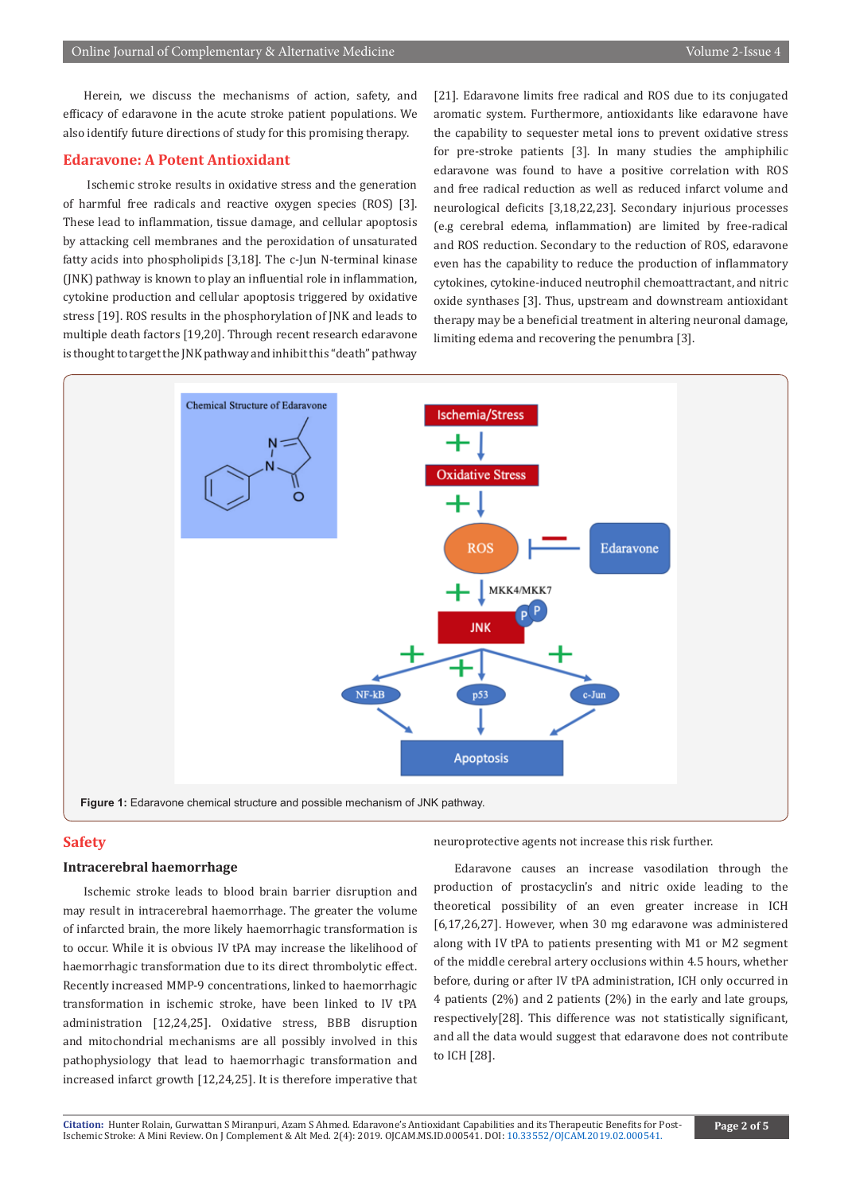Herein, we discuss the mechanisms of action, safety, and efficacy of edaravone in the acute stroke patient populations. We also identify future directions of study for this promising therapy.

## Edaravone: A Potent Antioxidant

Ischemic stroke results in oxidative stress and the generation of harmful free radicals and reactive oxygen species (ROS) [3]. These lead to inflammation, tissue damage, and cellular apoptosis by attacking cell membranes and the peroxidation of unsaturated fatty acids into phospholipids [3,18]. The c-Jun N-terminal kinase (JNK) pathway is known to play an influential role in inflammation, cytokine production and cellular apoptosis triggered by oxidative stress [19]. ROS results in the phosphorylation of JNK and leads to multiple death factors [19,20]. Through recent research edaravone is thought to target the JNK pathway and inhibit this "death" pathway [21]. Edaravone limits free radical and ROS due to its conjugated aromatic system. Furthermore, antioxidants like edaravone have the capability to sequester metal ions to prevent oxidative stress for pre-stroke patients [3]. In many studies the amphiphilic edaravone was found to have a positive correlation with ROS and free radical reduction as well as reduced infarct volume and neurological deficits [3,18,22,23]. Secondary injurious processes (e.g cerebral edema, inflammation) are limited by free-radical and ROS reduction. Secondary to the reduction of ROS, edaravone even has the capability to reduce the production of inflammatory cytokines, cytokine-induced neutrophil chemoattractant, and nitric oxide synthases [3]. Thus, upstream and downstream antioxidant therapy may be a beneficial treatment in altering neuronal damage, limiting edema and recovering the penumbra [3].

**Figure 1:** Edaravone chemical structure and possible mechanism of JNK pathway.

## Safety

### Intracerebral haemorrhage

Ischemic stroke leads to blood brain barrier disruption and may result in intracerebral haemorrhage. The greater the volume of infarcted brain, the more likely haemorrhagic transformation is to occur. While it is obvious IV tPA may increase the likelihood of haemorrhagic transformation due to its direct thrombolytic effect. Recently increased MMP-9 concentrations, linked to haemorrhagic transformation in ischemic stroke, have been linked to IV tPA administration [12,24,25]. Oxidative stress, BBB disruption and mitochondrial mechanisms are all possibly involved in this pathophysiology that lead to haemorrhagic transformation and increased infarct growth [12,24,25]. It is therefore imperative that neuroprotective agents not increase this risk further.

Edaravone causes an increase vasodilation through the production of prostacyclin's and nitric oxide leading to the theoretical possibility of an even greater increase in ICH [6,17,26,27]. However, when 30 mg edaravone was administered along with IV tPA to patients presenting with M1 or M2 segment of the middle cerebral artery occlusions within 4.5 hours, whether before, during or after IV tPA administration, ICH only occurred in 4 patients (2%) and 2 patients (2%) in the early and late groups, respectively[28]. This difference was not statistically significant, and all the data would suggest that edaravone does not contribute to ICH [28].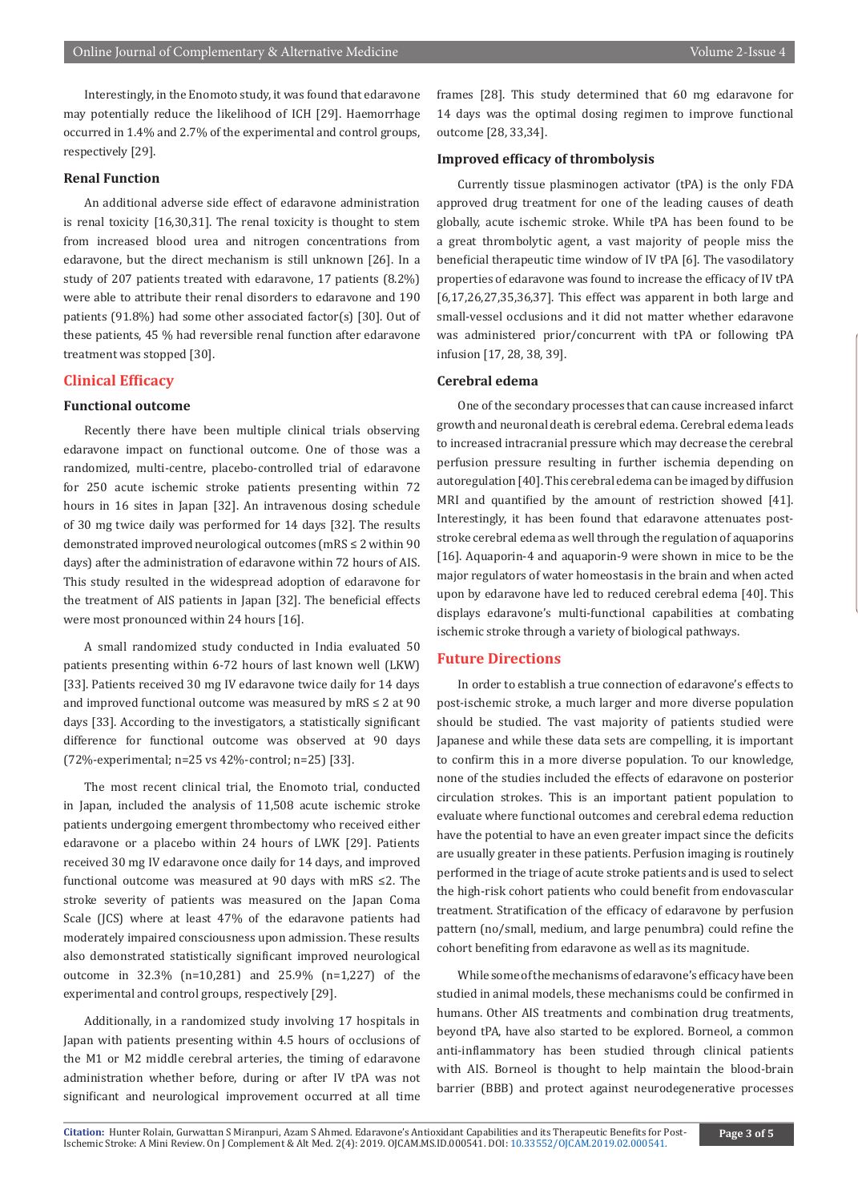Interestingly, in the Enomoto study, it was found that edaravone may potentially reduce the likelihood of ICH [29]. Haemorrhage occurred in 1.4% and 2.7% of the experimental and control groups, respectively [29].

### Renal Function

An additional adverse side effect of edaravone administration is renal toxicity [16,30,31]. The renal toxicity is thought to stem from increased blood urea and nitrogen concentrations from edaravone, but the direct mechanism is still unknown [26]. In a study of 207 patients treated with edaravone, 17 patients (8.2%) were able to attribute their renal disorders to edaravone and 190 patients (91.8%) had some other associated factor(s) [30]. Out of these patients, 45 % had reversible renal function after edaravone treatment was stopped [30].

## Clinical Efficacy

### Functional outcome

Recently there have been multiple clinical trials observing edaravone impact on functional outcome. One of those was a randomized, multi-centre, placebo-controlled trial of edaravone for 250 acute ischemic stroke patients presenting within 72 hours in 16 sites in Japan [32]. An intravenous dosing schedule of 30 mg twice daily was performed for 14 days [32]. The results demonstrated improved neurological outcomes (mRS ≤ 2 within 90 days) after the administration of edaravone within 72 hours of AIS. This study resulted in the widespread adoption of edaravone for the treatment of AIS patients in Japan [32]. The beneficial effects were most pronounced within 24 hours [16].

A small randomized study conducted in India evaluated 50 patients presenting within 6-72 hours of last known well (LKW) [33]. Patients received 30 mg IV edaravone twice daily for 14 days and improved functional outcome was measured by mRS ≤ 2 at 90 days [33]. According to the investigators, a statistically significant difference for functional outcome was observed at 90 days (72%-experimental; n=25 vs 42%-control; n=25) [33].

The most recent clinical trial, the Enomoto trial, conducted in Japan, included the analysis of 11,508 acute ischemic stroke patients undergoing emergent thrombectomy who received either edaravone or a placebo within 24 hours of LWK [29]. Patients received 30 mg IV edaravone once daily for 14 days, and improved functional outcome was measured at 90 days with mRS ≤2. The stroke severity of patients was measured on the Japan Coma Scale (JCS) where at least 47% of the edaravone patients had moderately impaired consciousness upon admission. These results also demonstrated statistically significant improved neurological outcome in 32.3% (n=10,281) and 25.9% (n=1,227) of the experimental and control groups, respectively [29].

Additionally, in a randomized study involving 17 hospitals in Japan with patients presenting within 4.5 hours of occlusions of the M1 or M2 middle cerebral arteries, the timing of edaravone administration whether before, during or after IV tPA was not significant and neurological improvement occurred at all time frames [28]. This study determined that 60 mg edaravone for 14 days was the optimal dosing regimen to improve functional outcome [28,33,34].

### Improved efficacy of thrombolysis

Currently tissue plasminogen activator (tPA) is the only FDA approved drug treatment for one of the leading causes of death globally, acute ischemic stroke. While tPA has been found to be a great thrombolytic agent, a vast majority of people miss the beneficial therapeutic time window of IV tPA [6]. The vasodilatory properties of edaravone was found to increase the efficacy of IV tPA [6,17,26,27,35,36,37]. This effect was apparent in both large and small-vessel occlusions and it did not matter whether edaravone was administered prior/concurrent with tPA or following tPA infusion [17, 28, 38, 39].

### Cerebral edema

One of the secondary processes that can cause increased infarct growth and neuronal death is cerebral edema. Cerebral edema leads to increased intracranial pressure which may decrease the cerebral perfusion pressure resulting in further ischemia depending on autoregulation [40]. This cerebral edema can be imaged by diffusion MRI and quantified by the amount of restriction showed [41]. Interestingly, it has been found that edaravone attenuates post-stroke cerebral edema as well through the regulation of aquaporins [16]. Aquaporin-4 and aquaporin-9 were shown in mice to be the major regulators of water homeostasis in the brain and when acted upon by edaravone have led to reduced cerebral edema [40]. This displays edaravone's multi-functional capabilities at combating ischemic stroke through a variety of biological pathways.

## Future Directions

In order to establish a true connection of edaravone's effects to post-ischemic stroke, a much larger and more diverse population should be studied. The vast majority of patients studied were Japanese and while these data sets are compelling, it is important to confirm this in a more diverse population. To our knowledge, none of the studies included the effects of edaravone on posterior circulation strokes. This is an important patient population to evaluate where functional outcomes and cerebral edema reduction have the potential to have an even greater impact since the deficits are usually greater in these patients. Perfusion imaging is routinely performed in the triage of acute stroke patients and is used to select the high-risk cohort patients who could benefit from endovascular treatment. Stratification of the efficacy of edaravone by perfusion pattern (no/small, medium, and large penumbra) could refine the cohort benefiting from edaravone as well as its magnitude.

While some of the mechanisms of edaravone's efficacy have been studied in animal models, these mechanisms could be confirmed in humans. Other AIS treatments and combination drug treatments, beyond tPA, have also started to be explored. Borneol, a common anti-inflammatory has been studied through clinical patients with AIS. Borneol is thought to help maintain the blood-brain barrier (BBB) and protect against neurodegenerative processes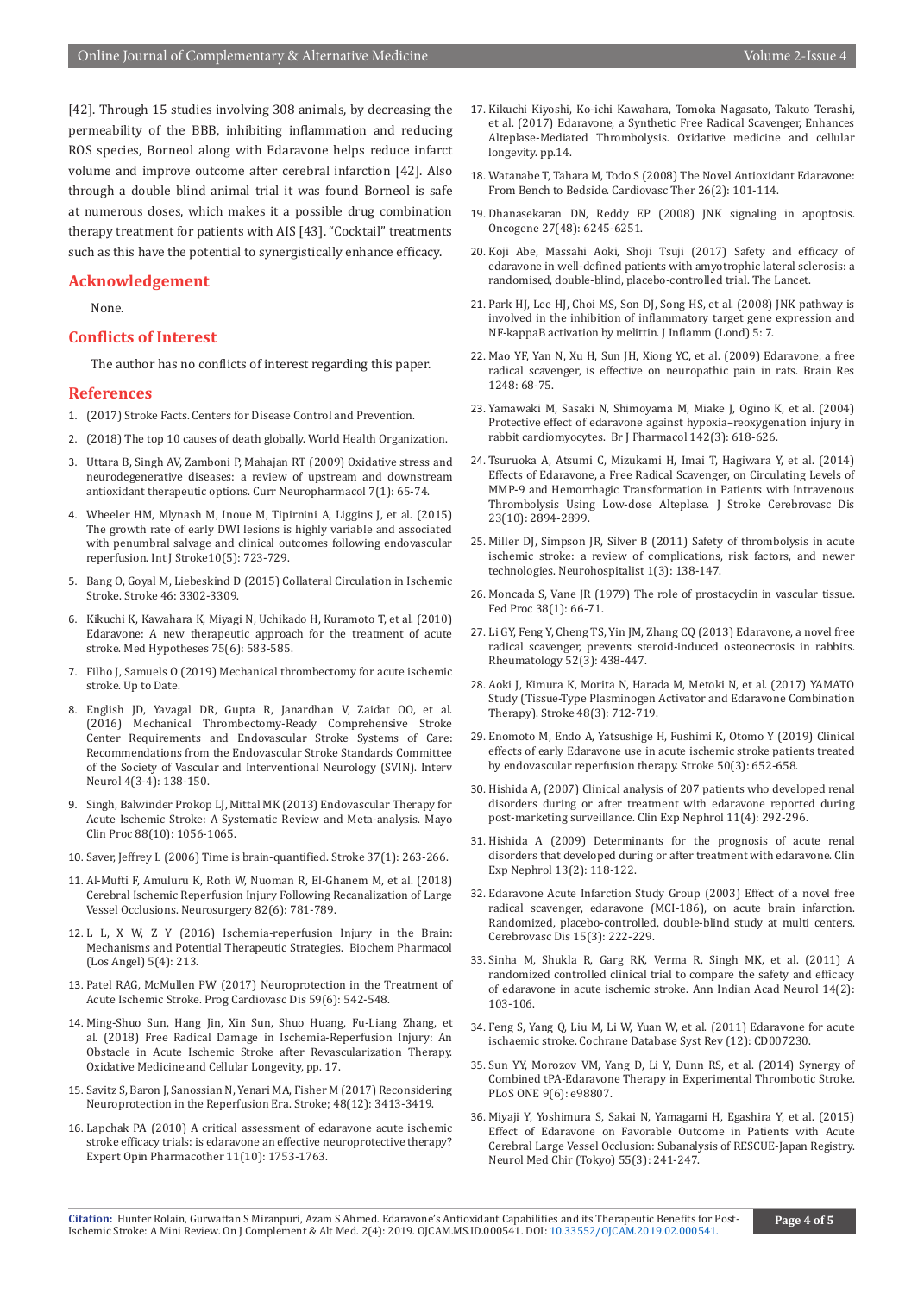[42]. Through 15 studies involving 308 animals, by decreasing the permeability of the BBB, inhibiting inflammation and reducing ROS species, Borneol along with Edaravone helps reduce infarct volume and improve outcome after cerebral infarction [42]. Also through a double blind animal trial it was found Borneol is safe at numerous doses, which makes it a possible drug combination therapy treatment for patients with AIS [43]. "Cocktail" treatments such as this have the potential to synergistically enhance efficacy.

## Acknowledgement

None.

## Conflicts of Interest

The author has no conflicts of interest regarding this paper.

## References

1. (2017) Stroke Facts. Centers for Disease Control and Prevention.
2. (2018) The top 10 causes of death globally. World Health Organization.
3. Uttara B, Singh AV, Zamboni P, Mahajan RT (2009) Oxidative stress and neurodegenerative diseases: a review of upstream and downstream antioxidant therapeutic options. Curr Neuropharmacol 7(1): 65-74.
4. Wheeler HM, Mlynash M, Inoue M, Tipirnini A, Liggins J, et al. (2015) The growth rate of early DWI lesions is highly variable and associated with penumbral salvage and clinical outcomes following endovascular reperfusion. Int J Stroke10(5): 723-729.
5. Bang O, Goyal M, Liebeskind D (2015) Collateral Circulation in Ischemic Stroke. Stroke 46: 3302-3309.
6. Kikuchi K, Kawahara K, Miyagi N, Uchikado H, Kuramoto T, et al. (2010) Edaravone: A new therapeutic approach for the treatment of acute stroke. Med Hypotheses 75(6): 583-585.
7. Filho J, Samuels O (2019) Mechanical thrombectomy for acute ischemic stroke. Up to Date.
8. English JD, Yavagal DR, Gupta R, Janardhan V, Zaidat OO, et al. (2016) Mechanical Thrombectomy-Ready Comprehensive Stroke Center Requirements and Endovascular Stroke Systems of Care: Recommendations from the Endovascular Stroke Standards Committee of the Society of Vascular and Interventional Neurology (SVIN). Interv Neurol 4(3-4): 138-150.
9. Singh, Balwinder Prokop LJ, Mittal MK (2013) Endovascular Therapy for Acute Ischemic Stroke: A Systematic Review and Meta-analysis. Mayo Clin Proc 88(10): 1056-1065.
10. Saver, Jeffrey L (2006) Time is brain-quantified. Stroke 37(1): 263-266.
11. Al-Mufti F, Amuluru K, Roth W, Nuoman R, El-Ghanem M, et al. (2018) Cerebral Ischemic Reperfusion Injury Following Recanalization of Large Vessel Occlusions. Neurosurgery 82(6): 781-789.
12. L L, X W, Z Y (2016) Ischemia-reperfusion Injury in the Brain: Mechanisms and Potential Therapeutic Strategies. Biochem Pharmacol (Los Angel) 5(4): 213.
13. Patel RAG, McMullen PW (2017) Neuroprotection in the Treatment of Acute Ischemic Stroke. Prog Cardiovasc Dis 59(6): 542-548.
14. Ming-Shuo Sun, Hang Jin, Xin Sun, Shuo Huang, Fu-Liang Zhang, et al. (2018) Free Radical Damage in Ischemia-Reperfusion Injury: An Obstacle in Acute Ischemic Stroke after Revascularization Therapy. Oxidative Medicine and Cellular Longevity, pp. 17.
15. Savitz S, Baron J, Sanossian N, Yenari MA, Fisher M (2017) Reconsidering Neuroprotection in the Reperfusion Era. Stroke; 48(12): 3413-3419.
16. Lapchak PA (2010) A critical assessment of edaravone acute ischemic stroke efficacy trials: is edaravone an effective neuroprotective therapy? Expert Opin Pharmacother 11(10): 1753-1763.
17. Kikuchi Kiyoshi, Ko-ichi Kawahara, Tomoka Nagasato, Takuto Terashi, et al. (2017) Edaravone, a Synthetic Free Radical Scavenger, Enhances Alteplase-Mediated Thrombolysis. Oxidative medicine and cellular longevity. pp.14.
18. Watanabe T, Tahara M, Todo S (2008) The Novel Antioxidant Edaravone: From Bench to Bedside. Cardiovasc Ther 26(2): 101-114.
19. Dhanasekaran DN, Reddy EP (2008) JNK signaling in apoptosis. Oncogene 27(48): 6245-6251.
20. Koji Abe, Massahi Aoki, Shoji Tsuji (2017) Safety and efficacy of edaravone in well-defined patients with amyotrophic lateral sclerosis: a randomised, double-blind, placebo-controlled trial. The Lancet.
21. Park HJ, Lee HJ, Choi MS, Son DJ, Song HS, et al. (2008) JNK pathway is involved in the inhibition of inflammatory target gene expression and NF-kappaB activation by melittin. J Inflamm (Lond) 5: 7.
22. Mao YF, Yan N, Xu H, Sun JH, Xiong YC, et al. (2009) Edaravone, a free radical scavenger, is effective on neuropathic pain in rats. Brain Res 1248: 68-75.
23. Yamawaki M, Sasaki N, Shimoyama M, Miake J, Ogino K, et al. (2004) Protective effect of edaravone against hypoxia–reoxygenation injury in rabbit cardiomyocytes. Br J Pharmacol 142(3): 618-626.
24. Tsuruoka A, Atsumi C, Mizukami H, Imai T, Hagiwara Y, et al. (2014) Effects of Edaravone, a Free Radical Scavenger, on Circulating Levels of MMP-9 and Hemorrhagic Transformation in Patients with Intravenous Thrombolysis Using Low-dose Alteplase. J Stroke Cerebrovasc Dis 23(10): 2894-2899.
25. Miller DJ, Simpson JR, Silver B (2011) Safety of thrombolysis in acute ischemic stroke: a review of complications, risk factors, and newer technologies. Neurohospitalist 1(3): 138-147.
26. Moncada S, Vane JR (1979) The role of prostacyclin in vascular tissue. Fed Proc 38(1): 66-71.
27. Li GY, Feng Y, Cheng TS, Yin JM, Zhang CQ (2013) Edaravone, a novel free radical scavenger, prevents steroid-induced osteonecrosis in rabbits. Rheumatology 52(3): 438-447.
28. Aoki J, Kimura K, Morita N, Harada M, Metoki N, et al. (2017) YAMATO Study (Tissue-Type Plasminogen Activator and Edaravone Combination Therapy). Stroke 48(3): 712-719.
29. Enomoto M, Endo A, Yatsushige H, Fushimi K, Otomo Y (2019) Clinical effects of early Edaravone use in acute ischemic stroke patients treated by endovascular reperfusion therapy. Stroke 50(3): 652-658.
30. Hishida A, (2007) Clinical analysis of 207 patients who developed renal disorders during or after treatment with edaravone reported during post-marketing surveillance. Clin Exp Nephrol 11(4): 292-296.
31. Hishida A (2009) Determinants for the prognosis of acute renal disorders that developed during or after treatment with edaravone. Clin Exp Nephrol 13(2): 118-122.
32. Edaravone Acute Infarction Study Group (2003) Effect of a novel free radical scavenger, edaravone (MCI-186), on acute brain infarction. Randomized, placebo-controlled, double-blind study at multi centers. Cerebrovasc Dis 15(3): 222-229.
33. Sinha M, Shukla R, Garg RK, Verma R, Singh MK, et al. (2011) A randomized controlled clinical trial to compare the safety and efficacy of edaravone in acute ischemic stroke. Ann Indian Acad Neurol 14(2): 103-106.
34. Feng S, Yang Q, Liu M, Li W, Yuan W, et al. (2011) Edaravone for acute ischaemic stroke. Cochrane Database Syst Rev (12): CD007230.
35. Sun YY, Morozov VM, Yang D, Li Y, Dunn RS, et al. (2014) Synergy of Combined tPA-Edaravone Therapy in Experimental Thrombotic Stroke. PLoS ONE 9(6): e98807.
36. Miyaji Y, Yoshimura S, Sakai N, Yamagami H, Egashira Y, et al. (2015) Effect of Edaravone on Favorable Outcome in Patients with Acute Cerebral Large Vessel Occlusion: Subanalysis of RESCUE-Japan Registry. Neurol Med Chir (Tokyo) 55(3): 241-247.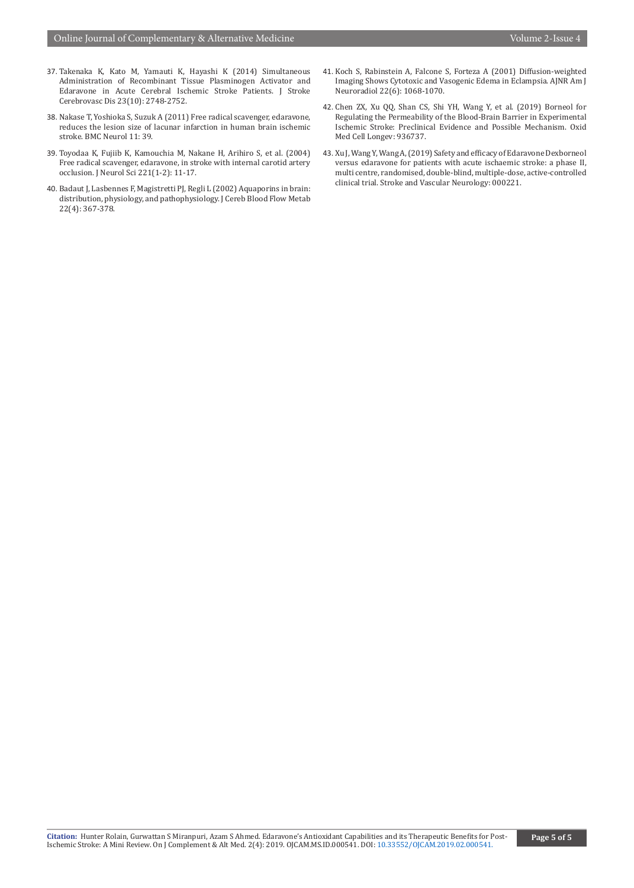37. Takenaka K, Kato M, Yamauti K, Hayashi K (2014) Simultaneous Administration of Recombinant Tissue Plasminogen Activator and Edaravone in Acute Cerebral Ischemic Stroke Patients. J Stroke Cerebrovasc Dis 23(10): 2748-2752.

38. Nakase T, Yoshioka S, Suzuk A (2011) Free radical scavenger, edaravone, reduces the lesion size of lacunar infarction in human brain ischemic stroke. BMC Neurol 11: 39.

39. Toyodaa K, Fujiib K, Kamouchia M, Nakane H, Arihiro S, et al. (2004) Free radical scavenger, edaravone, in stroke with internal carotid artery occlusion. J Neurol Sci 221(1-2): 11-17.

40. Badaut J, Lasbennes F, Magistretti PJ, Regli L (2002) Aquaporins in brain: distribution, physiology, and pathophysiology. J Cereb Blood Flow Metab 22(4): 367-378.

41. Koch S, Rabinstein A, Falcone S, Forteza A (2001) Diffusion-weighted Imaging Shows Cytotoxic and Vasogenic Edema in Eclampsia. AJNR Am J Neuroradiol 22(6): 1068-1070.

42. Chen ZX, Xu QQ, Shan CS, Shi YH, Wang Y, et al. (2019) Borneol for Regulating the Permeability of the Blood-Brain Barrier in Experimental Ischemic Stroke: Preclinical Evidence and Possible Mechanism. Oxid Med Cell Longev: 936737.

43. Xu J, Wang Y, Wang A, (2019) Safety and efficacy of Edaravone Dexborneol versus edaravone for patients with acute ischaemic stroke: a phase II, multi centre, randomised, double-blind, multiple-dose, active-controlled clinical trial. Stroke and Vascular Neurology: 000221.